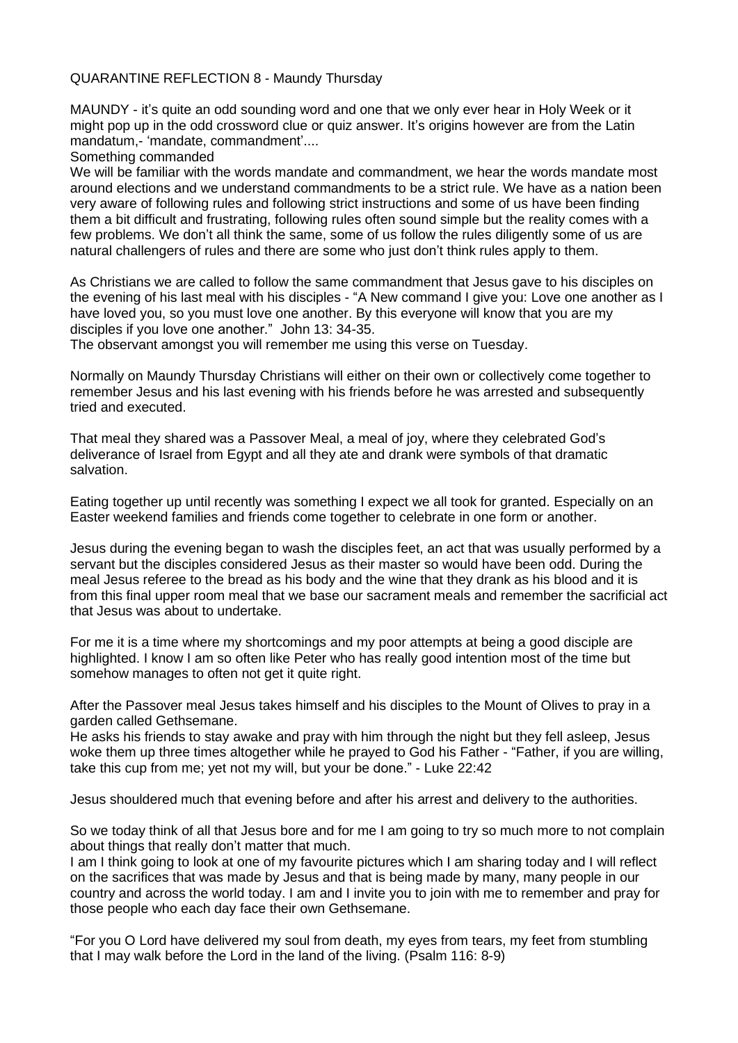QUARANTINE REFLECTION 8 - Maundy Thursday

MAUNDY - it's quite an odd sounding word and one that we only ever hear in Holy Week or it might pop up in the odd crossword clue or quiz answer. It's origins however are from the Latin mandatum,- 'mandate, commandment'....

Something commanded

We will be familiar with the words mandate and commandment, we hear the words mandate most around elections and we understand commandments to be a strict rule. We have as a nation been very aware of following rules and following strict instructions and some of us have been finding them a bit difficult and frustrating, following rules often sound simple but the reality comes with a few problems. We don't all think the same, some of us follow the rules diligently some of us are natural challengers of rules and there are some who just don't think rules apply to them.

As Christians we are called to follow the same commandment that Jesus gave to his disciples on the evening of his last meal with his disciples - "A New command I give you: Love one another as I have loved you, so you must love one another. By this everyone will know that you are my disciples if you love one another." John 13: 34-35.

The observant amongst you will remember me using this verse on Tuesday.

Normally on Maundy Thursday Christians will either on their own or collectively come together to remember Jesus and his last evening with his friends before he was arrested and subsequently tried and executed.

That meal they shared was a Passover Meal, a meal of joy, where they celebrated God's deliverance of Israel from Egypt and all they ate and drank were symbols of that dramatic salvation.

Eating together up until recently was something I expect we all took for granted. Especially on an Easter weekend families and friends come together to celebrate in one form or another.

Jesus during the evening began to wash the disciples feet, an act that was usually performed by a servant but the disciples considered Jesus as their master so would have been odd. During the meal Jesus referee to the bread as his body and the wine that they drank as his blood and it is from this final upper room meal that we base our sacrament meals and remember the sacrificial act that Jesus was about to undertake.

For me it is a time where my shortcomings and my poor attempts at being a good disciple are highlighted. I know I am so often like Peter who has really good intention most of the time but somehow manages to often not get it quite right.

After the Passover meal Jesus takes himself and his disciples to the Mount of Olives to pray in a garden called Gethsemane.

He asks his friends to stay awake and pray with him through the night but they fell asleep, Jesus woke them up three times altogether while he prayed to God his Father - "Father, if you are willing, take this cup from me; yet not my will, but your be done." - Luke 22:42

Jesus shouldered much that evening before and after his arrest and delivery to the authorities.

So we today think of all that Jesus bore and for me I am going to try so much more to not complain about things that really don't matter that much.

I am I think going to look at one of my favourite pictures which I am sharing today and I will reflect on the sacrifices that was made by Jesus and that is being made by many, many people in our country and across the world today. I am and I invite you to join with me to remember and pray for those people who each day face their own Gethsemane.

"For you O Lord have delivered my soul from death, my eyes from tears, my feet from stumbling that I may walk before the Lord in the land of the living. (Psalm 116: 8-9)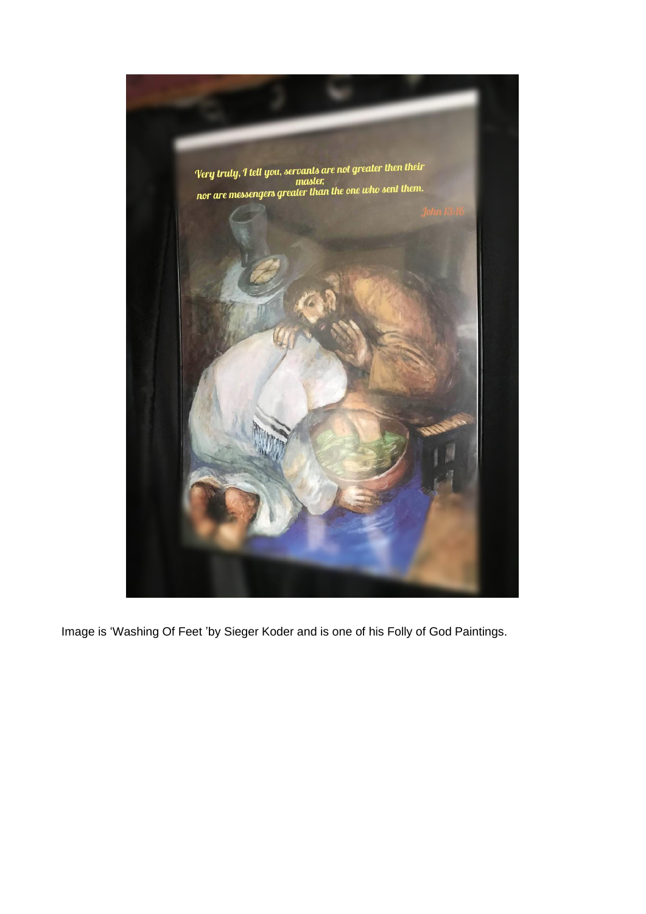Image is 'Washing Of Feet 'by Sieger Koder and is one of his Folly of God Paintings.